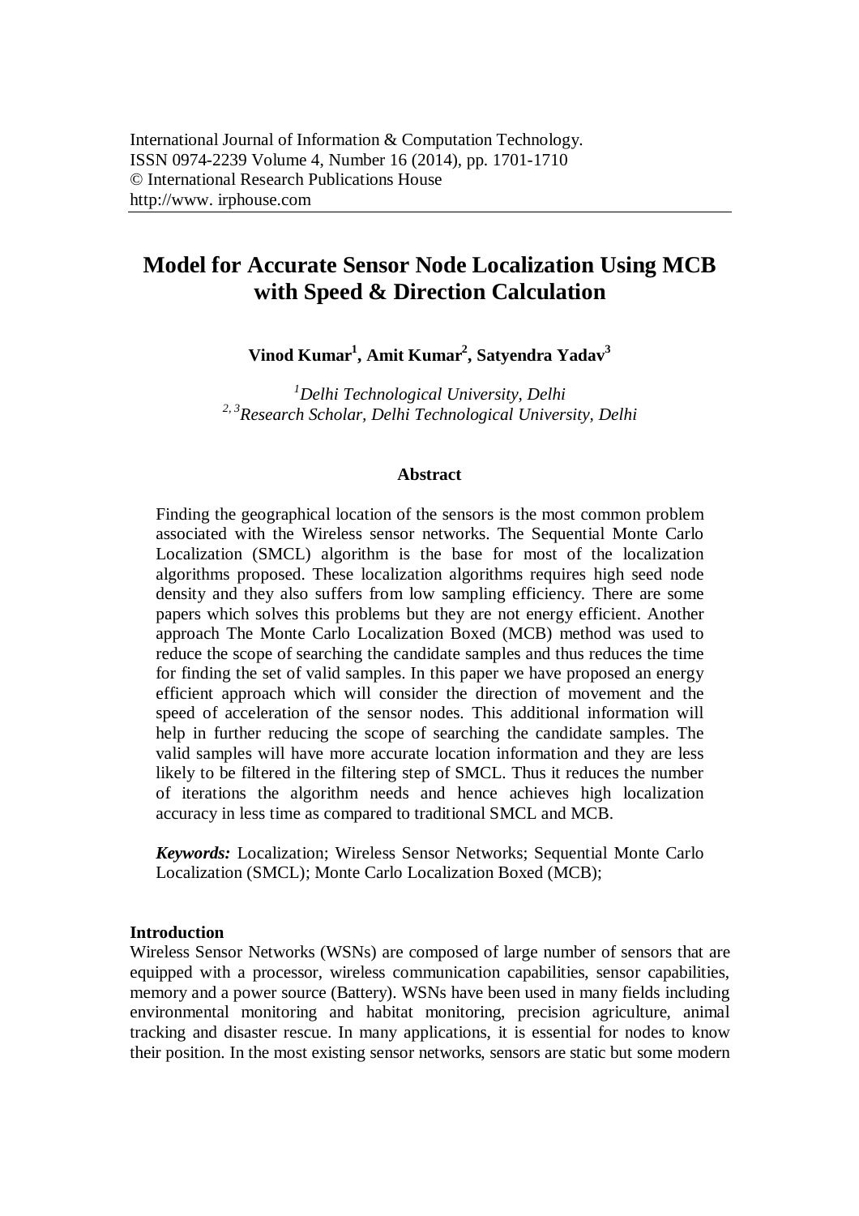International Journal of Information & Computation Technology.
ISSN 0974-2239 Volume 4, Number 16 (2014), pp. 1701-1710
© International Research Publications House
http://www. irphouse.com

# Model for Accurate Sensor Node Localization Using MCB with Speed & Direction Calculation

**Vinod Kumar[1], Amit Kumar[2], Satyendra Yadav[3]**

*[1]Delhi Technological University, Delhi*
*[2, 3]Research Scholar, Delhi Technological University, Delhi*

## Abstract

Finding the geographical location of the sensors is the most common problem associated with the Wireless sensor networks. The Sequential Monte Carlo Localization (SMCL) algorithm is the base for most of the localization algorithms proposed. These localization algorithms requires high seed node density and they also suffers from low sampling efficiency. There are some papers which solves this problems but they are not energy efficient. Another approach The Monte Carlo Localization Boxed (MCB) method was used to reduce the scope of searching the candidate samples and thus reduces the time for finding the set of valid samples. In this paper we have proposed an energy efficient approach which will consider the direction of movement and the speed of acceleration of the sensor nodes. This additional information will help in further reducing the scope of searching the candidate samples. The valid samples will have more accurate location information and they are less likely to be filtered in the filtering step of SMCL. Thus it reduces the number of iterations the algorithm needs and hence achieves high localization accuracy in less time as compared to traditional SMCL and MCB.

***Keywords:*** Localization; Wireless Sensor Networks; Sequential Monte Carlo Localization (SMCL); Monte Carlo Localization Boxed (MCB);

## Introduction

Wireless Sensor Networks (WSNs) are composed of large number of sensors that are equipped with a processor, wireless communication capabilities, sensor capabilities, memory and a power source (Battery). WSNs have been used in many fields including environmental monitoring and habitat monitoring, precision agriculture, animal tracking and disaster rescue. In many applications, it is essential for nodes to know their position. In the most existing sensor networks, sensors are static but some modern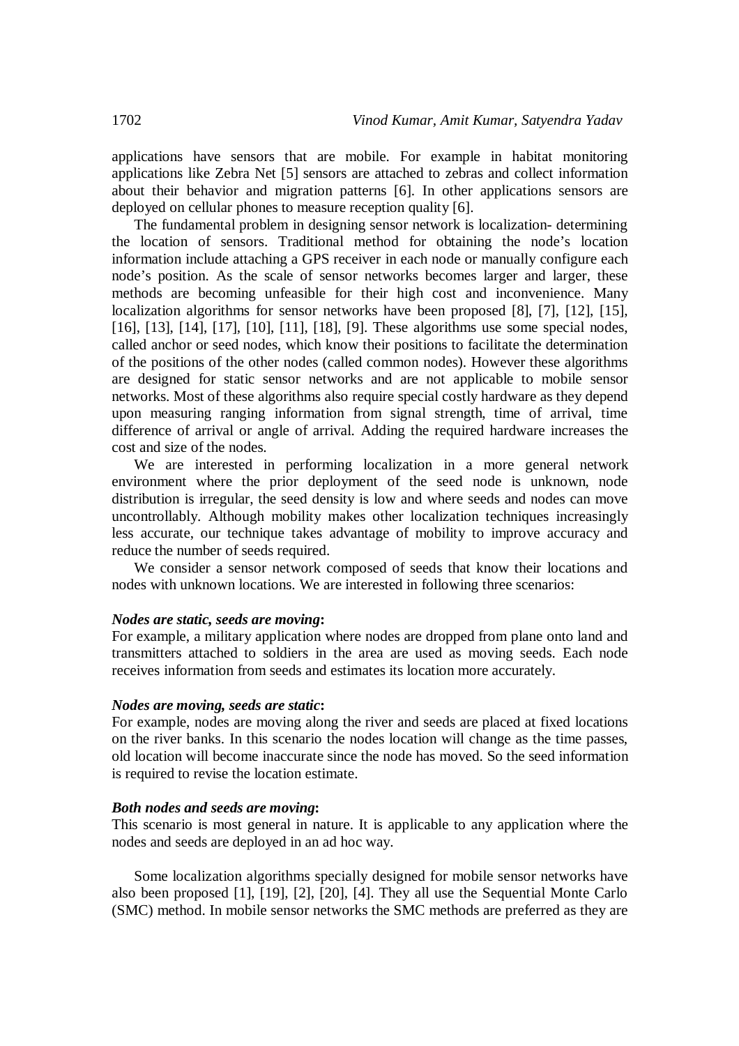applications have sensors that are mobile. For example in habitat monitoring applications like Zebra Net [5] sensors are attached to zebras and collect information about their behavior and migration patterns [6]. In other applications sensors are deployed on cellular phones to measure reception quality [6].

The fundamental problem in designing sensor network is localization- determining the location of sensors. Traditional method for obtaining the node's location information include attaching a GPS receiver in each node or manually configure each node's position. As the scale of sensor networks becomes larger and larger, these methods are becoming unfeasible for their high cost and inconvenience. Many localization algorithms for sensor networks have been proposed [8], [7], [12], [15], [16], [13], [14], [17], [10], [11], [18], [9]. These algorithms use some special nodes, called anchor or seed nodes, which know their positions to facilitate the determination of the positions of the other nodes (called common nodes). However these algorithms are designed for static sensor networks and are not applicable to mobile sensor networks. Most of these algorithms also require special costly hardware as they depend upon measuring ranging information from signal strength, time of arrival, time difference of arrival or angle of arrival. Adding the required hardware increases the cost and size of the nodes.

We are interested in performing localization in a more general network environment where the prior deployment of the seed node is unknown, node distribution is irregular, the seed density is low and where seeds and nodes can move uncontrollably. Although mobility makes other localization techniques increasingly less accurate, our technique takes advantage of mobility to improve accuracy and reduce the number of seeds required.

We consider a sensor network composed of seeds that know their locations and nodes with unknown locations. We are interested in following three scenarios:

***Nodes are static, seeds are moving*:**
For example, a military application where nodes are dropped from plane onto land and transmitters attached to soldiers in the area are used as moving seeds. Each node receives information from seeds and estimates its location more accurately.

***Nodes are moving, seeds are static*:**
For example, nodes are moving along the river and seeds are placed at fixed locations on the river banks. In this scenario the nodes location will change as the time passes, old location will become inaccurate since the node has moved. So the seed information is required to revise the location estimate.

***Both nodes and seeds are moving*:**
This scenario is most general in nature. It is applicable to any application where the nodes and seeds are deployed in an ad hoc way.

Some localization algorithms specially designed for mobile sensor networks have also been proposed [1], [19], [2], [20], [4]. They all use the Sequential Monte Carlo (SMC) method. In mobile sensor networks the SMC methods are preferred as they are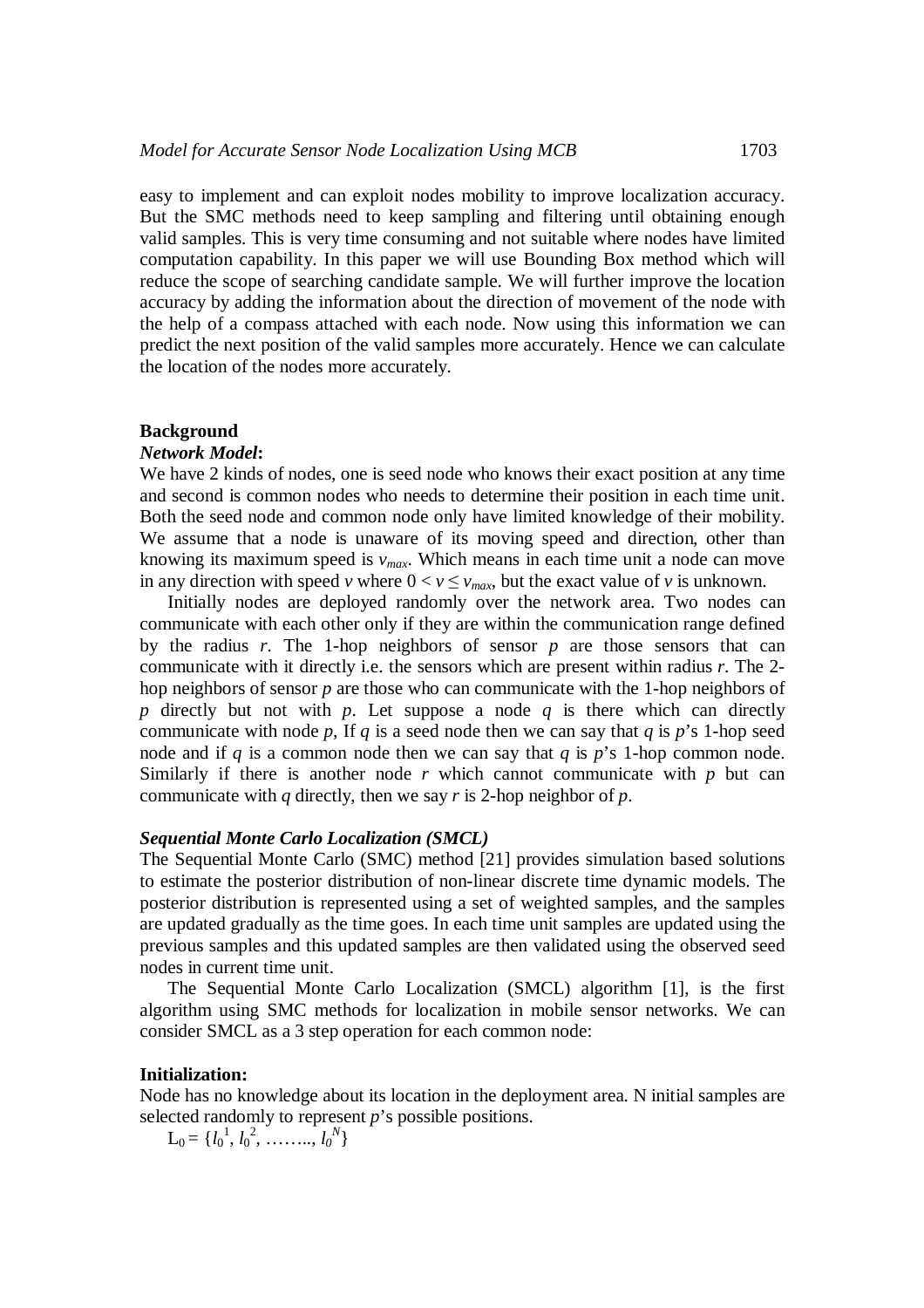easy to implement and can exploit nodes mobility to improve localization accuracy. But the SMC methods need to keep sampling and filtering until obtaining enough valid samples. This is very time consuming and not suitable where nodes have limited computation capability. In this paper we will use Bounding Box method which will reduce the scope of searching candidate sample. We will further improve the location accuracy by adding the information about the direction of movement of the node with the help of a compass attached with each node. Now using this information we can predict the next position of the valid samples more accurately. Hence we can calculate the location of the nodes more accurately.

## Background

### *Network Model*:

We have 2 kinds of nodes, one is seed node who knows their exact position at any time and second is common nodes who needs to determine their position in each time unit. Both the seed node and common node only have limited knowledge of their mobility. We assume that a node is unaware of its moving speed and direction, other than knowing its maximum speed is $v_{max}$. Which means in each time unit a node can move in any direction with speed $v$ where $0 < v \leq v_{max}$, but the exact value of $v$ is unknown.

Initially nodes are deployed randomly over the network area. Two nodes can communicate with each other only if they are within the communication range defined by the radius $r$. The 1-hop neighbors of sensor $p$ are those sensors that can communicate with it directly i.e. the sensors which are present within radius $r$. The 2-hop neighbors of sensor $p$ are those who can communicate with the 1-hop neighbors of $p$ directly but not with $p$. Let suppose a node $q$ is there which can directly communicate with node $p$, If $q$ is a seed node then we can say that $q$ is $p$'s 1-hop seed node and if $q$ is a common node then we can say that $q$ is $p$'s 1-hop common node. Similarly if there is another node $r$ which cannot communicate with $p$ but can communicate with $q$ directly, then we say $r$ is 2-hop neighbor of $p$.

### *Sequential Monte Carlo Localization (SMCL)*

The Sequential Monte Carlo (SMC) method [21] provides simulation based solutions to estimate the posterior distribution of non-linear discrete time dynamic models. The posterior distribution is represented using a set of weighted samples, and the samples are updated gradually as the time goes. In each time unit samples are updated using the previous samples and this updated samples are then validated using the observed seed nodes in current time unit.

The Sequential Monte Carlo Localization (SMCL) algorithm [1], is the first algorithm using SMC methods for localization in mobile sensor networks. We can consider SMCL as a 3 step operation for each common node:

**Initialization:**

Node has no knowledge about its location in the deployment area. N initial samples are selected randomly to represent $p$'s possible positions.

$L_0 = \{l_0^1, l_0^2, \ldots\ldots, l_0^N\}$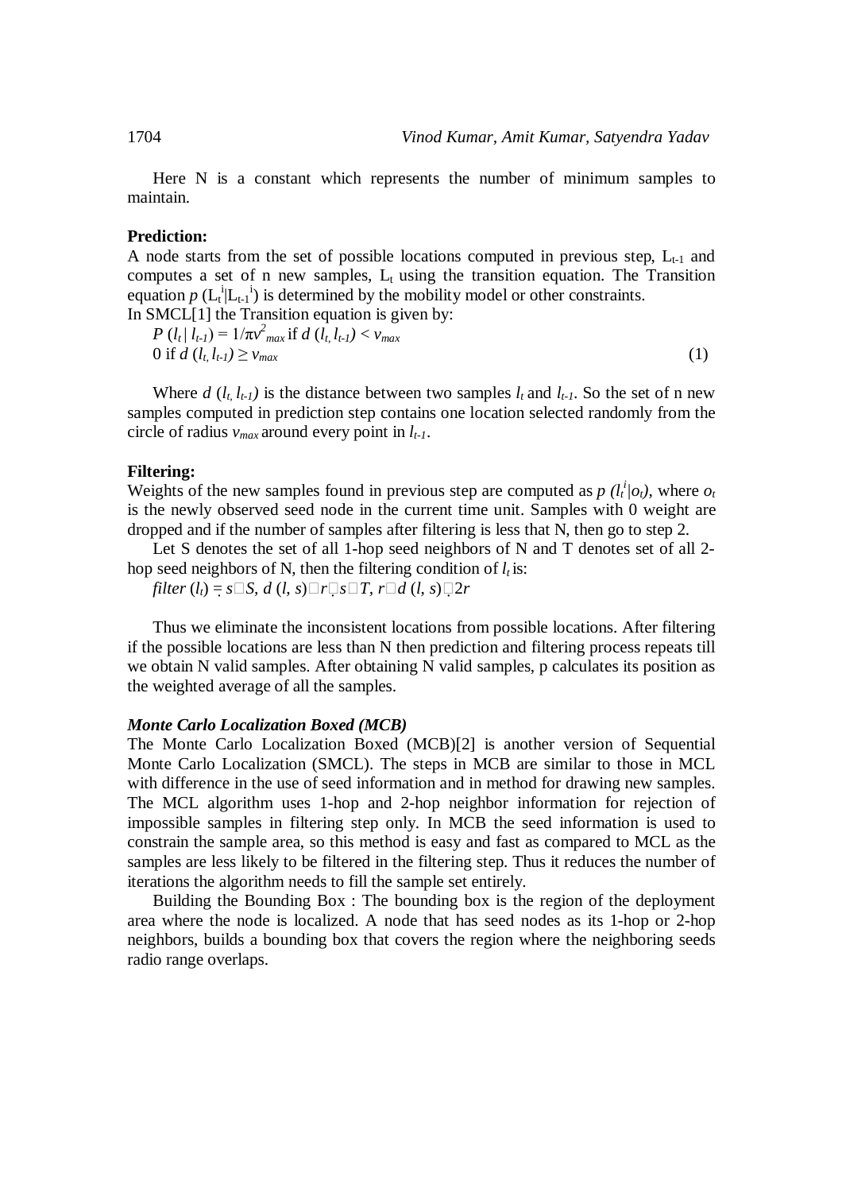Here N is a constant which represents the number of minimum samples to maintain.

**Prediction:**

A node starts from the set of possible locations computed in previous step, $L_{t-1}$ and computes a set of n new samples, $L_t$ using the transition equation. The Transition equation $p\,(L_t^i|L_{t-1}^i)$ is determined by the mobility model or other constraints.

In SMCL[1] the Transition equation is given by:

$$P\,(l_t\,|\,l_{t-1}) = 1/\pi v^2_{max} \text{ if } d\,(l_t, l_{t-1}) < v_{max}$$
$$0 \text{ if } d\,(l_t, l_{t-1}) \geq v_{max} \tag{1}$$

Where $d\,(l_t, l_{t-1})$ is the distance between two samples $l_t$ and $l_{t-1}$. So the set of n new samples computed in prediction step contains one location selected randomly from the circle of radius $v_{max}$ around every point in $l_{t-1}$.

**Filtering:**

Weights of the new samples found in previous step are computed as $p\,(l_t^i|o_t)$, where $o_t$ is the newly observed seed node in the current time unit. Samples with 0 weight are dropped and if the number of samples after filtering is less that N, then go to step 2.

Let S denotes the set of all 1-hop seed neighbors of N and T denotes set of all 2-hop seed neighbors of N, then the filtering condition of $l_t$ is:

$filter\,(l_t) = \forall s \in S,\ d\,(l, s) \leq r \wedge \forall s \in T,\ r \leq d\,(l, s) \leq 2r$

Thus we eliminate the inconsistent locations from possible locations. After filtering if the possible locations are less than N then prediction and filtering process repeats till we obtain N valid samples. After obtaining N valid samples, p calculates its position as the weighted average of all the samples.

***Monte Carlo Localization Boxed (MCB)***

The Monte Carlo Localization Boxed (MCB)[2] is another version of Sequential Monte Carlo Localization (SMCL). The steps in MCB are similar to those in MCL with difference in the use of seed information and in method for drawing new samples. The MCL algorithm uses 1-hop and 2-hop neighbor information for rejection of impossible samples in filtering step only. In MCB the seed information is used to constrain the sample area, so this method is easy and fast as compared to MCL as the samples are less likely to be filtered in the filtering step. Thus it reduces the number of iterations the algorithm needs to fill the sample set entirely.

Building the Bounding Box : The bounding box is the region of the deployment area where the node is localized. A node that has seed nodes as its 1-hop or 2-hop neighbors, builds a bounding box that covers the region where the neighboring seeds radio range overlaps.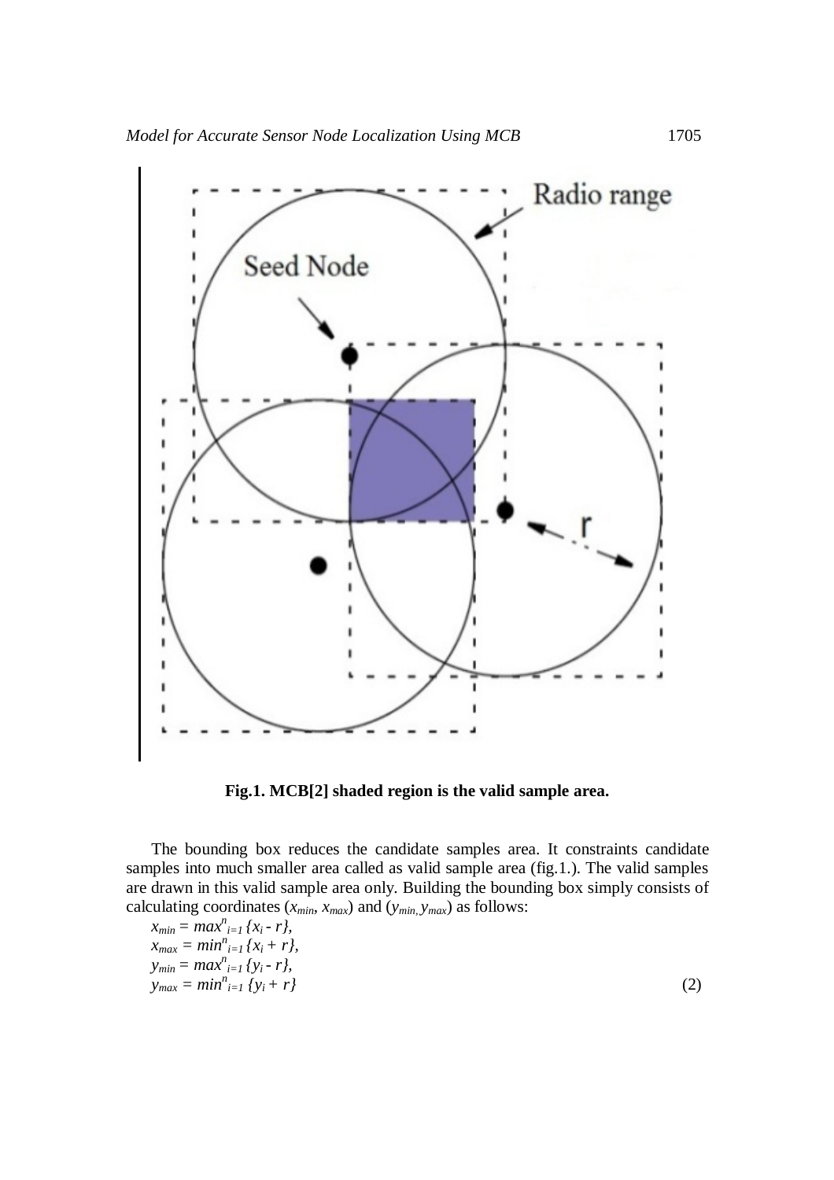**Fig.1. MCB[2] shaded region is the valid sample area.**

The bounding box reduces the candidate samples area. It constraints candidate samples into much smaller area called as valid sample area (fig.1.). The valid samples are drawn in this valid sample area only. Building the bounding box simply consists of calculating coordinates ($x_{min}$, $x_{max}$) and ($y_{min}$, $y_{max}$) as follows:

$$x_{min} = max^{n}_{i=1}\{x_i - r\},$$
$$x_{max} = min^{n}_{i=1}\{x_i + r\},$$
$$y_{min} = max^{n}_{i=1}\{y_i - r\},$$
$$y_{max} = min^{n}_{i=1}\{y_i + r\} \quad (2)$$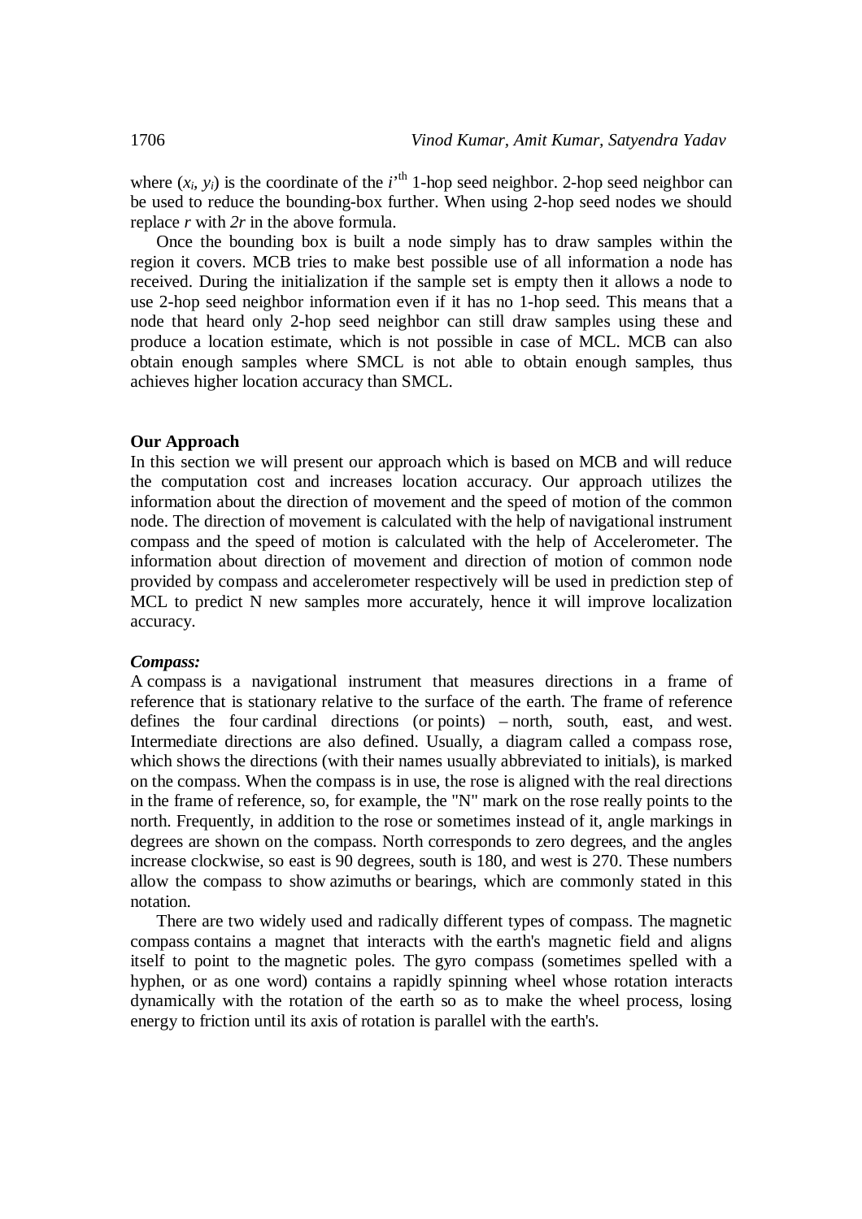where $(x_i, y_i)$ is the coordinate of the $i$'[th] 1-hop seed neighbor. 2-hop seed neighbor can be used to reduce the bounding-box further. When using 2-hop seed nodes we should replace $r$ with $2r$ in the above formula.

Once the bounding box is built a node simply has to draw samples within the region it covers. MCB tries to make best possible use of all information a node has received. During the initialization if the sample set is empty then it allows a node to use 2-hop seed neighbor information even if it has no 1-hop seed. This means that a node that heard only 2-hop seed neighbor can still draw samples using these and produce a location estimate, which is not possible in case of MCL. MCB can also obtain enough samples where SMCL is not able to obtain enough samples, thus achieves higher location accuracy than SMCL.

## Our Approach

In this section we will present our approach which is based on MCB and will reduce the computation cost and increases location accuracy. Our approach utilizes the information about the direction of movement and the speed of motion of the common node. The direction of movement is calculated with the help of navigational instrument compass and the speed of motion is calculated with the help of Accelerometer. The information about direction of movement and direction of motion of common node provided by compass and accelerometer respectively will be used in prediction step of MCL to predict N new samples more accurately, hence it will improve localization accuracy.

### *Compass:*

A compass is a navigational instrument that measures directions in a frame of reference that is stationary relative to the surface of the earth. The frame of reference defines the four cardinal directions (or points) – north, south, east, and west. Intermediate directions are also defined. Usually, a diagram called a compass rose, which shows the directions (with their names usually abbreviated to initials), is marked on the compass. When the compass is in use, the rose is aligned with the real directions in the frame of reference, so, for example, the "N" mark on the rose really points to the north. Frequently, in addition to the rose or sometimes instead of it, angle markings in degrees are shown on the compass. North corresponds to zero degrees, and the angles increase clockwise, so east is 90 degrees, south is 180, and west is 270. These numbers allow the compass to show azimuths or bearings, which are commonly stated in this notation.

There are two widely used and radically different types of compass. The magnetic compass contains a magnet that interacts with the earth's magnetic field and aligns itself to point to the magnetic poles. The gyro compass (sometimes spelled with a hyphen, or as one word) contains a rapidly spinning wheel whose rotation interacts dynamically with the rotation of the earth so as to make the wheel process, losing energy to friction until its axis of rotation is parallel with the earth's.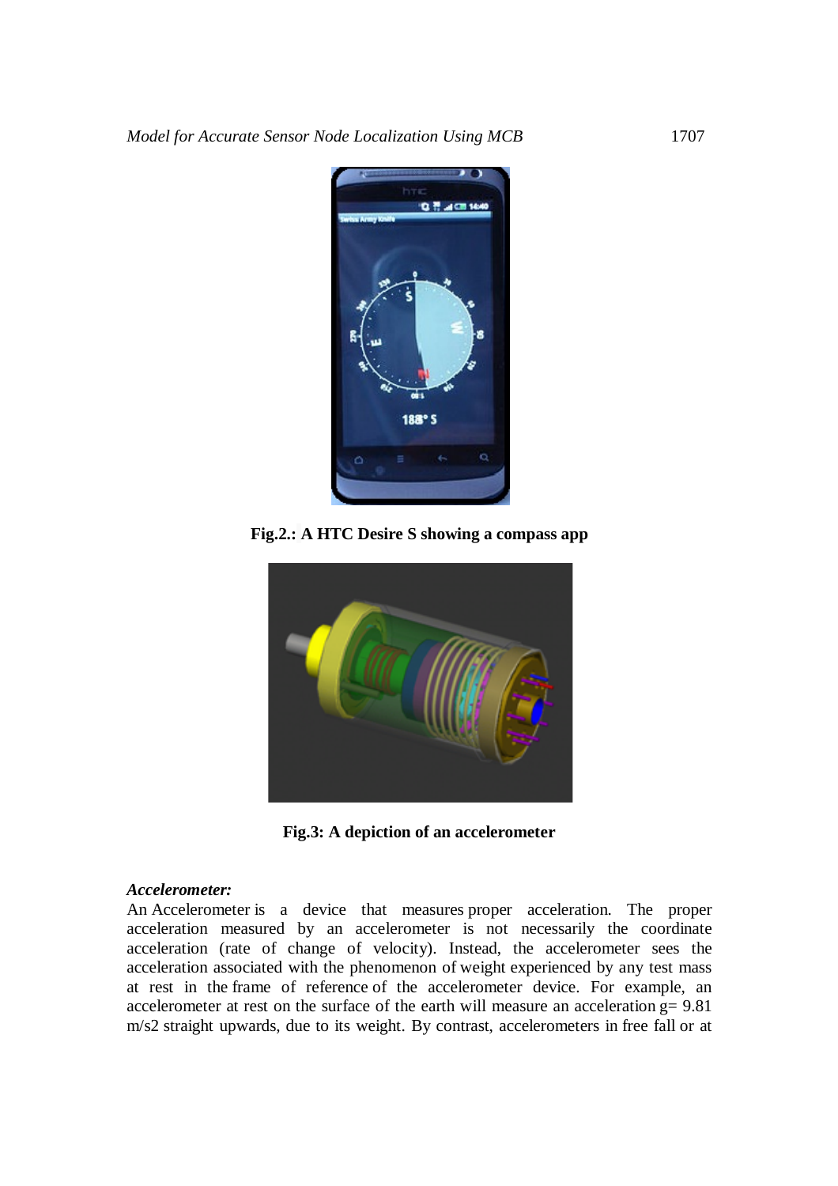**Fig.2.: A HTC Desire S showing a compass app**

**Fig.3: A depiction of an accelerometer**

***Accelerometer:***

An Accelerometer is a device that measures proper acceleration. The proper acceleration measured by an accelerometer is not necessarily the coordinate acceleration (rate of change of velocity). Instead, the accelerometer sees the acceleration associated with the phenomenon of weight experienced by any test mass at rest in the frame of reference of the accelerometer device. For example, an accelerometer at rest on the surface of the earth will measure an acceleration g= 9.81 m/s2 straight upwards, due to its weight. By contrast, accelerometers in free fall or at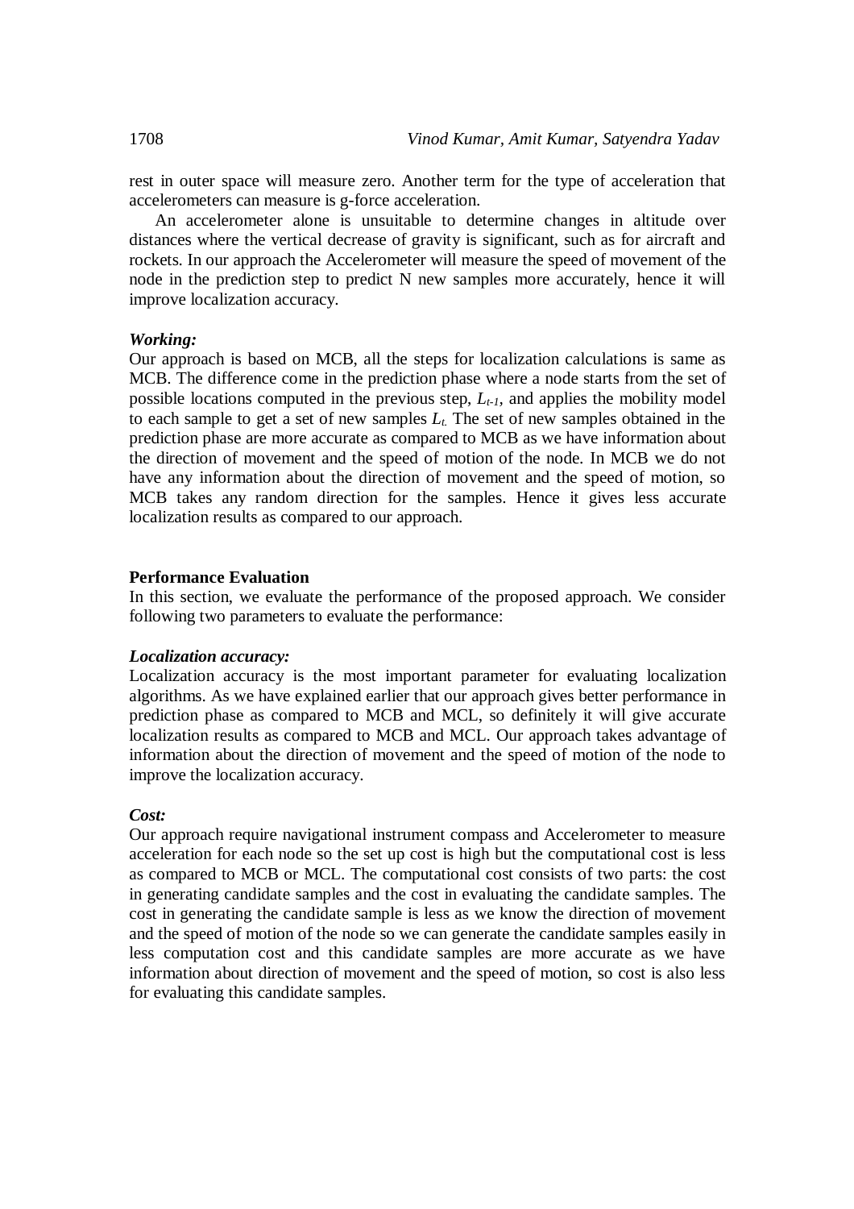rest in outer space will measure zero. Another term for the type of acceleration that accelerometers can measure is g-force acceleration.

An accelerometer alone is unsuitable to determine changes in altitude over distances where the vertical decrease of gravity is significant, such as for aircraft and rockets. In our approach the Accelerometer will measure the speed of movement of the node in the prediction step to predict N new samples more accurately, hence it will improve localization accuracy.

***Working:***

Our approach is based on MCB, all the steps for localization calculations is same as MCB. The difference come in the prediction phase where a node starts from the set of possible locations computed in the previous step, $L_{t-1}$, and applies the mobility model to each sample to get a set of new samples $L_t$. The set of new samples obtained in the prediction phase are more accurate as compared to MCB as we have information about the direction of movement and the speed of motion of the node. In MCB we do not have any information about the direction of movement and the speed of motion, so MCB takes any random direction for the samples. Hence it gives less accurate localization results as compared to our approach.

**Performance Evaluation**

In this section, we evaluate the performance of the proposed approach. We consider following two parameters to evaluate the performance:

***Localization accuracy:***

Localization accuracy is the most important parameter for evaluating localization algorithms. As we have explained earlier that our approach gives better performance in prediction phase as compared to MCB and MCL, so definitely it will give accurate localization results as compared to MCB and MCL. Our approach takes advantage of information about the direction of movement and the speed of motion of the node to improve the localization accuracy.

***Cost:***

Our approach require navigational instrument compass and Accelerometer to measure acceleration for each node so the set up cost is high but the computational cost is less as compared to MCB or MCL. The computational cost consists of two parts: the cost in generating candidate samples and the cost in evaluating the candidate samples. The cost in generating the candidate sample is less as we know the direction of movement and the speed of motion of the node so we can generate the candidate samples easily in less computation cost and this candidate samples are more accurate as we have information about direction of movement and the speed of motion, so cost is also less for evaluating this candidate samples.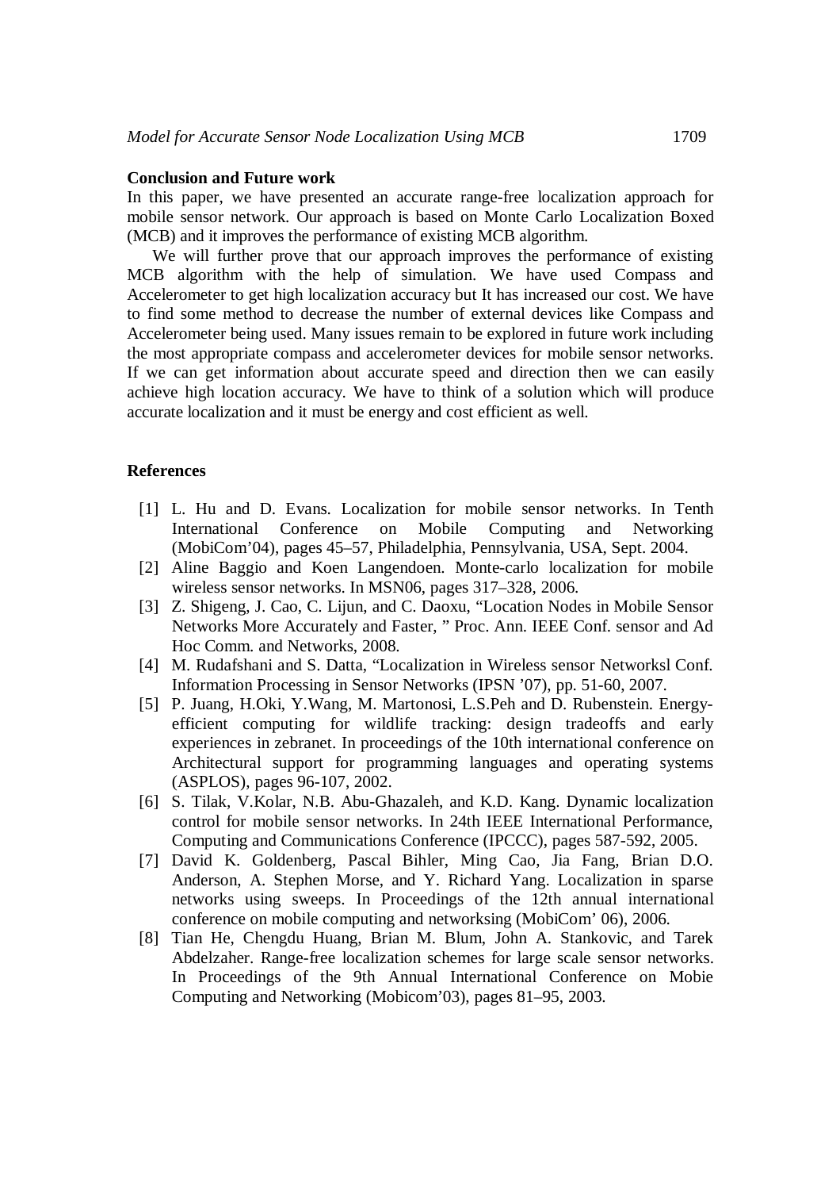**Conclusion and Future work**

In this paper, we have presented an accurate range-free localization approach for mobile sensor network. Our approach is based on Monte Carlo Localization Boxed (MCB) and it improves the performance of existing MCB algorithm.

We will further prove that our approach improves the performance of existing MCB algorithm with the help of simulation. We have used Compass and Accelerometer to get high localization accuracy but It has increased our cost. We have to find some method to decrease the number of external devices like Compass and Accelerometer being used. Many issues remain to be explored in future work including the most appropriate compass and accelerometer devices for mobile sensor networks. If we can get information about accurate speed and direction then we can easily achieve high location accuracy. We have to think of a solution which will produce accurate localization and it must be energy and cost efficient as well.

**References**

[1] L. Hu and D. Evans. Localization for mobile sensor networks. In Tenth International Conference on Mobile Computing and Networking (MobiCom'04), pages 45–57, Philadelphia, Pennsylvania, USA, Sept. 2004.

[2] Aline Baggio and Koen Langendoen. Monte-carlo localization for mobile wireless sensor networks. In MSN06, pages 317–328, 2006.

[3] Z. Shigeng, J. Cao, C. Lijun, and C. Daoxu, "Location Nodes in Mobile Sensor Networks More Accurately and Faster, " Proc. Ann. IEEE Conf. sensor and Ad Hoc Comm. and Networks, 2008.

[4] M. Rudafshani and S. Datta, "Localization in Wireless sensor Networksl Conf. Information Processing in Sensor Networks (IPSN '07), pp. 51-60, 2007.

[5] P. Juang, H.Oki, Y.Wang, M. Martonosi, L.S.Peh and D. Rubenstein. Energy-efficient computing for wildlife tracking: design tradeoffs and early experiences in zebranet. In proceedings of the 10th international conference on Architectural support for programming languages and operating systems (ASPLOS), pages 96-107, 2002.

[6] S. Tilak, V.Kolar, N.B. Abu-Ghazaleh, and K.D. Kang. Dynamic localization control for mobile sensor networks. In 24th IEEE International Performance, Computing and Communications Conference (IPCCC), pages 587-592, 2005.

[7] David K. Goldenberg, Pascal Bihler, Ming Cao, Jia Fang, Brian D.O. Anderson, A. Stephen Morse, and Y. Richard Yang. Localization in sparse networks using sweeps. In Proceedings of the 12th annual international conference on mobile computing and networksing (MobiCom' 06), 2006.

[8] Tian He, Chengdu Huang, Brian M. Blum, John A. Stankovic, and Tarek Abdelzaher. Range-free localization schemes for large scale sensor networks. In Proceedings of the 9th Annual International Conference on Mobie Computing and Networking (Mobicom'03), pages 81–95, 2003.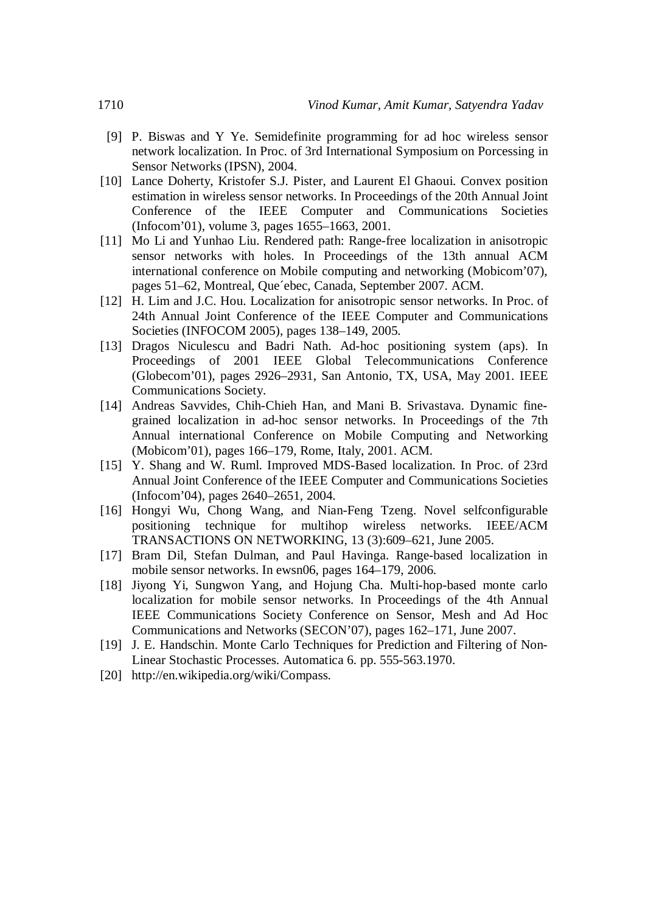[9] P. Biswas and Y Ye. Semidefinite programming for ad hoc wireless sensor network localization. In Proc. of 3rd International Symposium on Porcessing in Sensor Networks (IPSN), 2004.

[10] Lance Doherty, Kristofer S.J. Pister, and Laurent El Ghaoui. Convex position estimation in wireless sensor networks. In Proceedings of the 20th Annual Joint Conference of the IEEE Computer and Communications Societies (Infocom'01), volume 3, pages 1655–1663, 2001.

[11] Mo Li and Yunhao Liu. Rendered path: Range-free localization in anisotropic sensor networks with holes. In Proceedings of the 13th annual ACM international conference on Mobile computing and networking (Mobicom'07), pages 51–62, Montreal, Que´ebec, Canada, September 2007. ACM.

[12] H. Lim and J.C. Hou. Localization for anisotropic sensor networks. In Proc. of 24th Annual Joint Conference of the IEEE Computer and Communications Societies (INFOCOM 2005), pages 138–149, 2005.

[13] Dragos Niculescu and Badri Nath. Ad-hoc positioning system (aps). In Proceedings of 2001 IEEE Global Telecommunications Conference (Globecom'01), pages 2926–2931, San Antonio, TX, USA, May 2001. IEEE Communications Society.

[14] Andreas Savvides, Chih-Chieh Han, and Mani B. Srivastava. Dynamic fine-grained localization in ad-hoc sensor networks. In Proceedings of the 7th Annual international Conference on Mobile Computing and Networking (Mobicom'01), pages 166–179, Rome, Italy, 2001. ACM.

[15] Y. Shang and W. Ruml. Improved MDS-Based localization. In Proc. of 23rd Annual Joint Conference of the IEEE Computer and Communications Societies (Infocom'04), pages 2640–2651, 2004.

[16] Hongyi Wu, Chong Wang, and Nian-Feng Tzeng. Novel selfconfigurable positioning technique for multihop wireless networks. IEEE/ACM TRANSACTIONS ON NETWORKING, 13 (3):609–621, June 2005.

[17] Bram Dil, Stefan Dulman, and Paul Havinga. Range-based localization in mobile sensor networks. In ewsn06, pages 164–179, 2006.

[18] Jiyong Yi, Sungwon Yang, and Hojung Cha. Multi-hop-based monte carlo localization for mobile sensor networks. In Proceedings of the 4th Annual IEEE Communications Society Conference on Sensor, Mesh and Ad Hoc Communications and Networks (SECON'07), pages 162–171, June 2007.

[19] J. E. Handschin. Monte Carlo Techniques for Prediction and Filtering of Non-Linear Stochastic Processes. Automatica 6. pp. 555-563.1970.

[20] http://en.wikipedia.org/wiki/Compass.